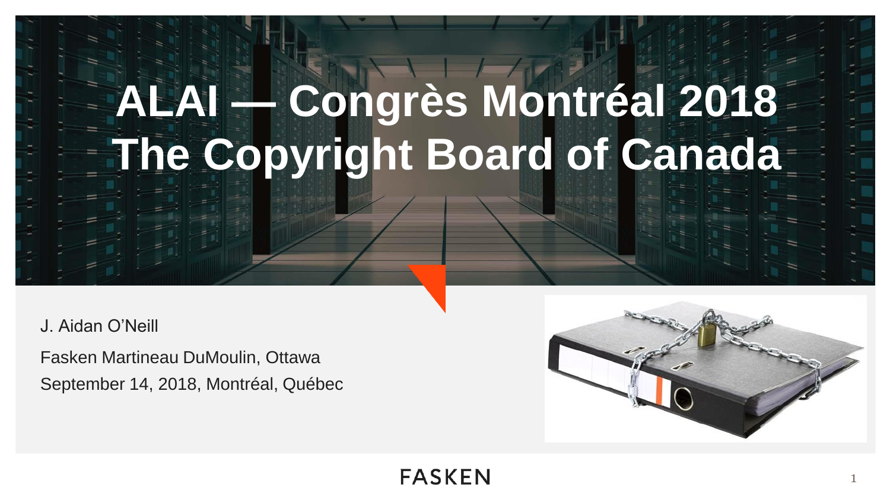# ALAI — Congrès Montréal 2018
# The Copyright Board of Canada

J. Aidan O'Neill

Fasken Martineau DuMoulin, Ottawa

September 14, 2018, Montréal, Québec

FASKEN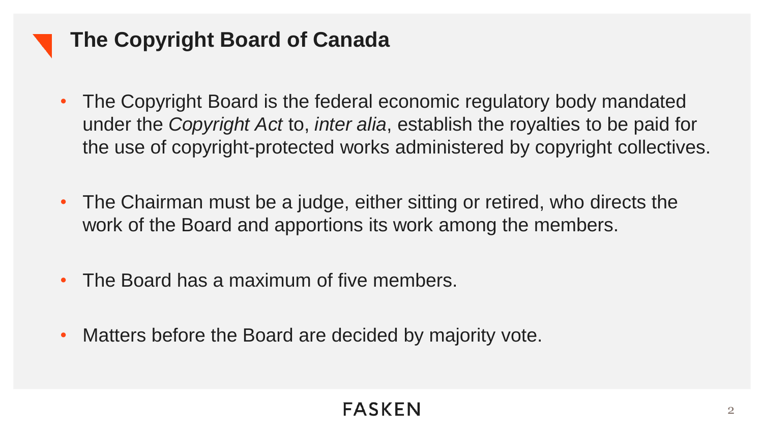# The Copyright Board of Canada

- The Copyright Board is the federal economic regulatory body mandated under the *Copyright Act* to, *inter alia*, establish the royalties to be paid for the use of copyright-protected works administered by copyright collectives.

- The Chairman must be a judge, either sitting or retired, who directs the work of the Board and apportions its work among the members.

- The Board has a maximum of five members.

- Matters before the Board are decided by majority vote.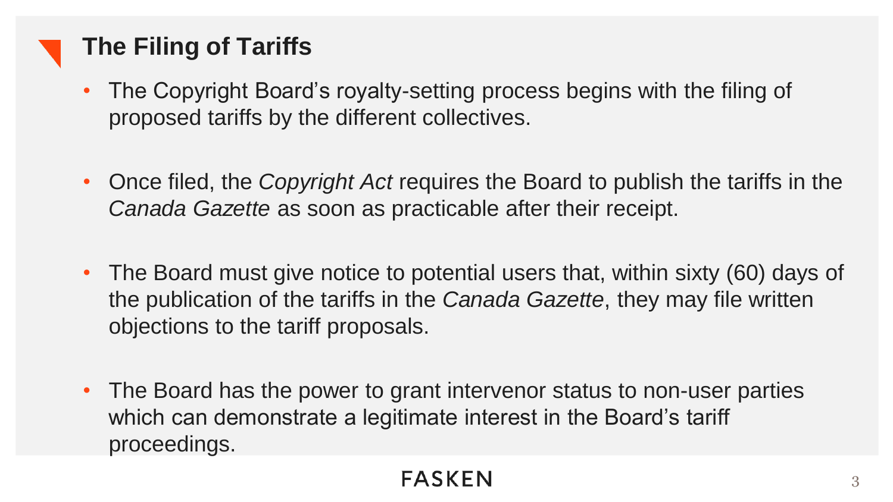## The Filing of Tariffs

- The Copyright Board's royalty-setting process begins with the filing of proposed tariffs by the different collectives.
- Once filed, the *Copyright Act* requires the Board to publish the tariffs in the *Canada Gazette* as soon as practicable after their receipt.
- The Board must give notice to potential users that, within sixty (60) days of the publication of the tariffs in the *Canada Gazette*, they may file written objections to the tariff proposals.
- The Board has the power to grant intervenor status to non-user parties which can demonstrate a legitimate interest in the Board's tariff proceedings.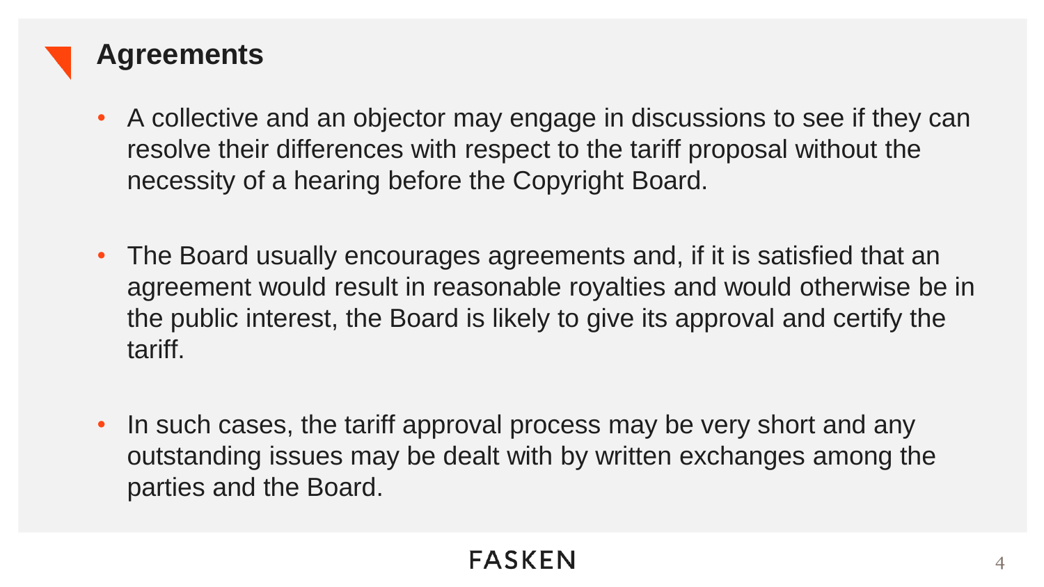## Agreements

- A collective and an objector may engage in discussions to see if they can resolve their differences with respect to the tariff proposal without the necessity of a hearing before the Copyright Board.

- The Board usually encourages agreements and, if it is satisfied that an agreement would result in reasonable royalties and would otherwise be in the public interest, the Board is likely to give its approval and certify the tariff.

- In such cases, the tariff approval process may be very short and any outstanding issues may be dealt with by written exchanges among the parties and the Board.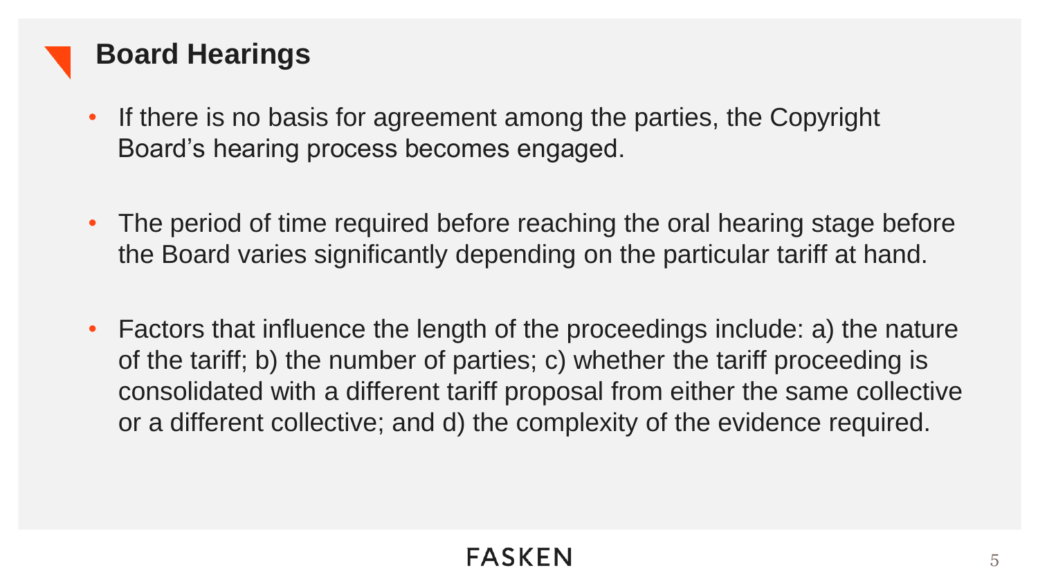## Board Hearings

- If there is no basis for agreement among the parties, the Copyright Board's hearing process becomes engaged.
- The period of time required before reaching the oral hearing stage before the Board varies significantly depending on the particular tariff at hand.
- Factors that influence the length of the proceedings include: a) the nature of the tariff; b) the number of parties; c) whether the tariff proceeding is consolidated with a different tariff proposal from either the same collective or a different collective; and d) the complexity of the evidence required.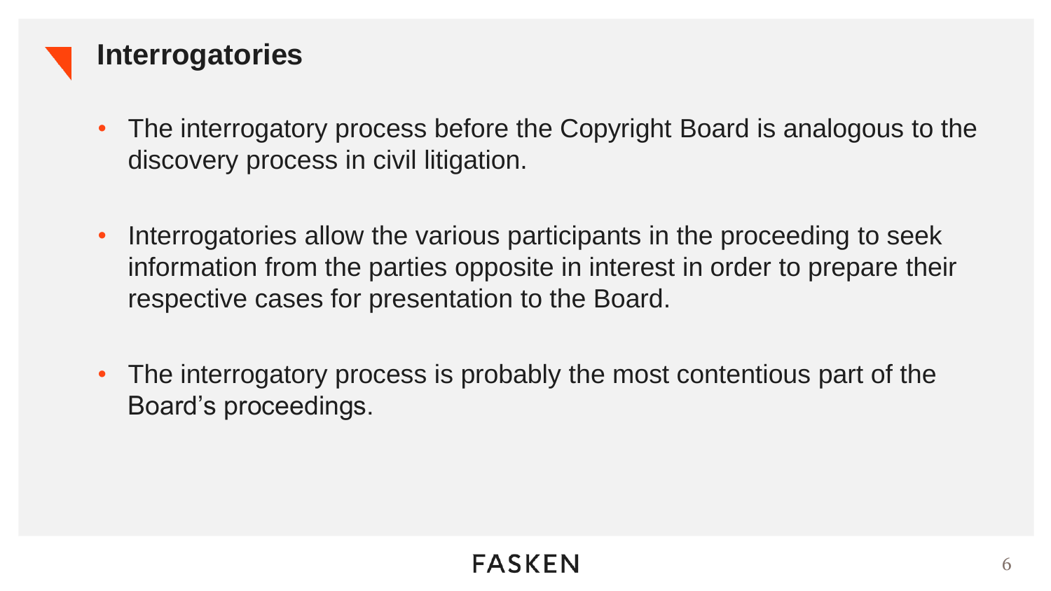## Interrogatories

- The interrogatory process before the Copyright Board is analogous to the discovery process in civil litigation.

- Interrogatories allow the various participants in the proceeding to seek information from the parties opposite in interest in order to prepare their respective cases for presentation to the Board.

- The interrogatory process is probably the most contentious part of the Board's proceedings.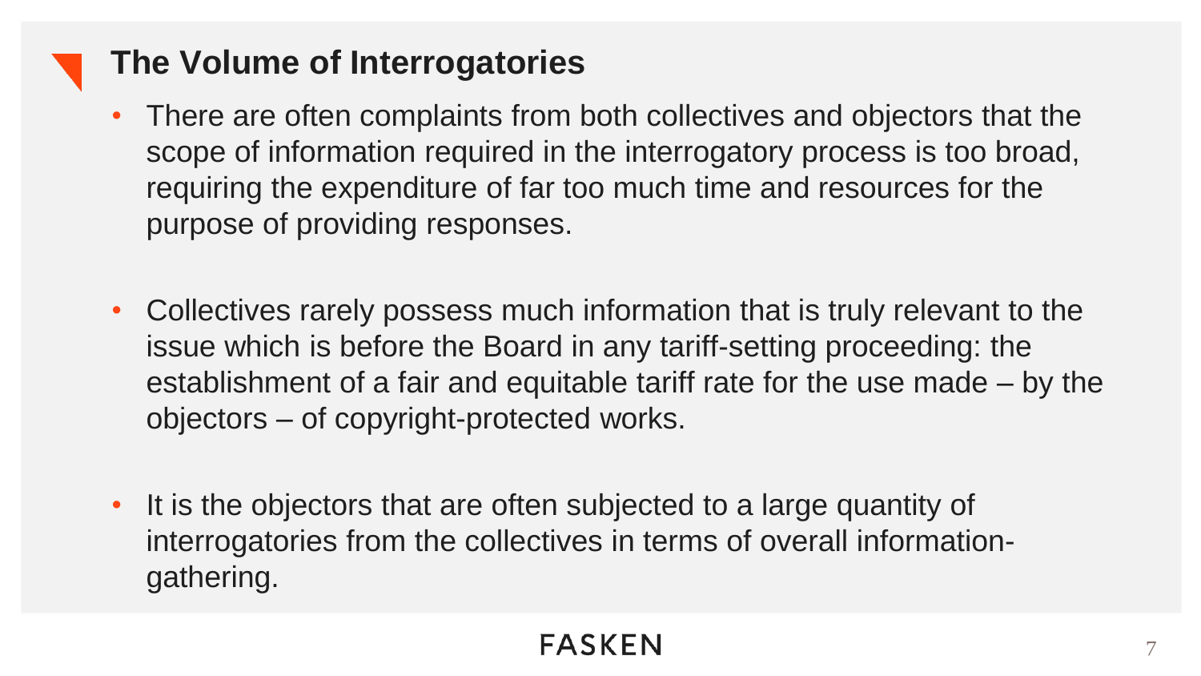## The Volume of Interrogatories

- There are often complaints from both collectives and objectors that the scope of information required in the interrogatory process is too broad, requiring the expenditure of far too much time and resources for the purpose of providing responses.

- Collectives rarely possess much information that is truly relevant to the issue which is before the Board in any tariff-setting proceeding: the establishment of a fair and equitable tariff rate for the use made – by the objectors – of copyright-protected works.

- It is the objectors that are often subjected to a large quantity of interrogatories from the collectives in terms of overall information-gathering.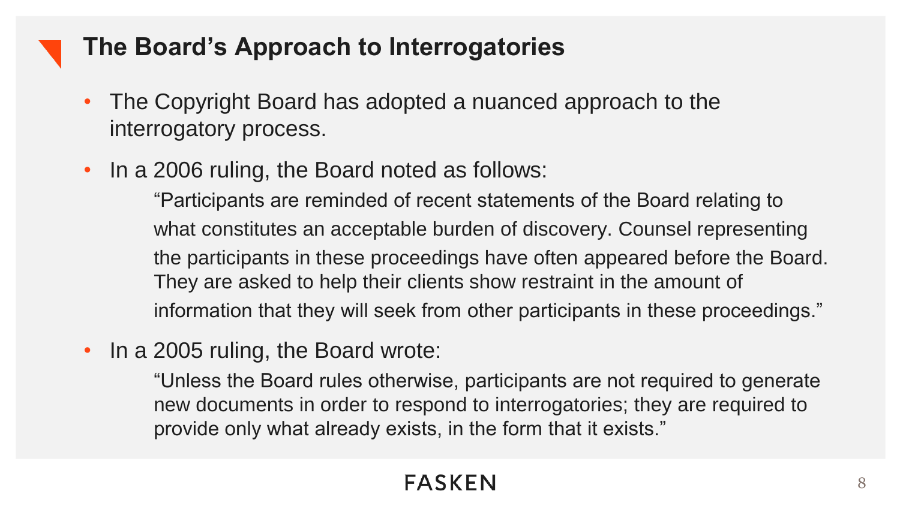## The Board's Approach to Interrogatories

- The Copyright Board has adopted a nuanced approach to the interrogatory process.
- In a 2006 ruling, the Board noted as follows:

  > "Participants are reminded of recent statements of the Board relating to what constitutes an acceptable burden of discovery. Counsel representing the participants in these proceedings have often appeared before the Board. They are asked to help their clients show restraint in the amount of information that they will seek from other participants in these proceedings."

- In a 2005 ruling, the Board wrote:

  > "Unless the Board rules otherwise, participants are not required to generate new documents in order to respond to interrogatories; they are required to provide only what already exists, in the form that it exists."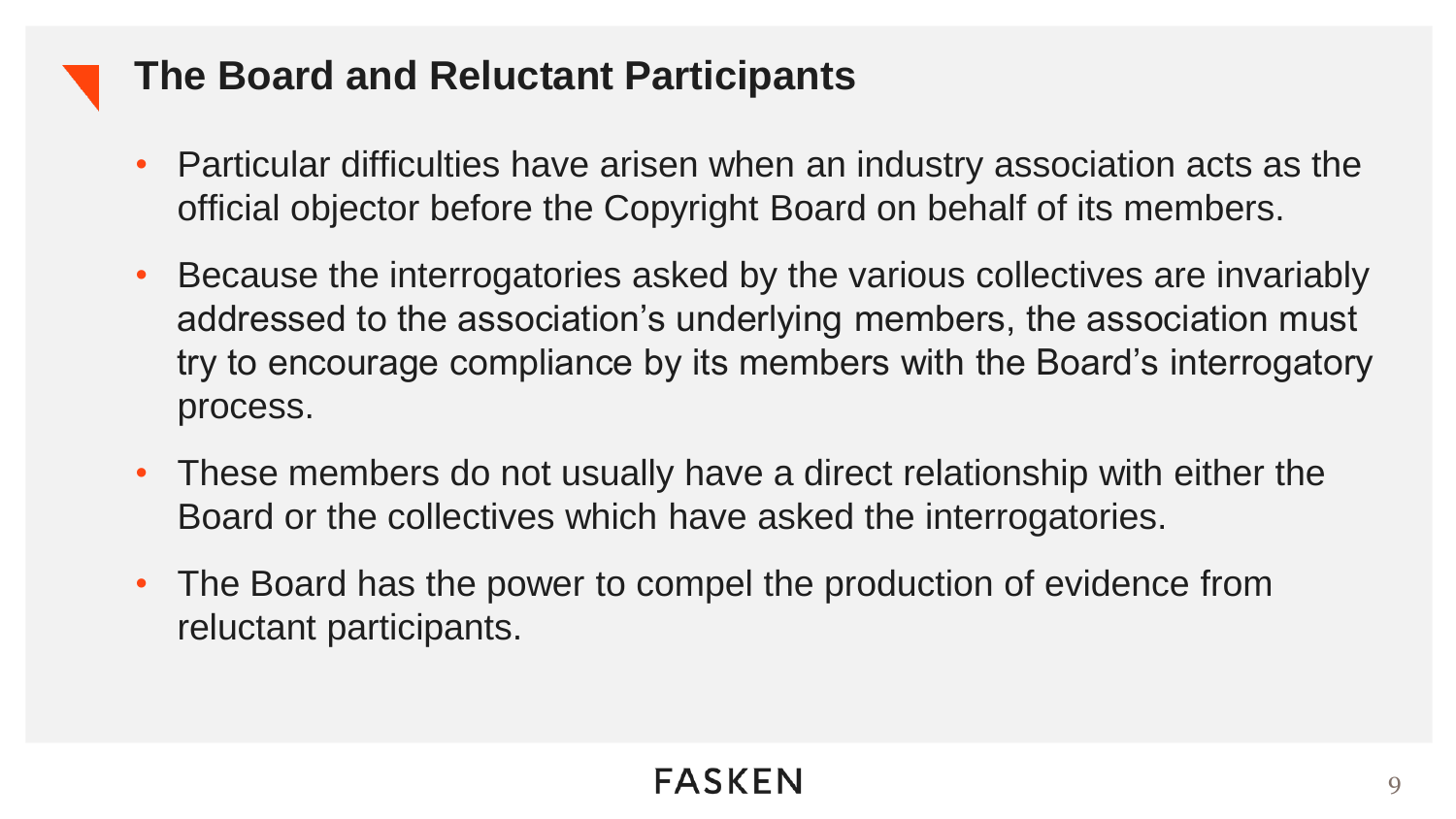## The Board and Reluctant Participants

- Particular difficulties have arisen when an industry association acts as the official objector before the Copyright Board on behalf of its members.
- Because the interrogatories asked by the various collectives are invariably addressed to the association's underlying members, the association must try to encourage compliance by its members with the Board's interrogatory process.
- These members do not usually have a direct relationship with either the Board or the collectives which have asked the interrogatories.
- The Board has the power to compel the production of evidence from reluctant participants.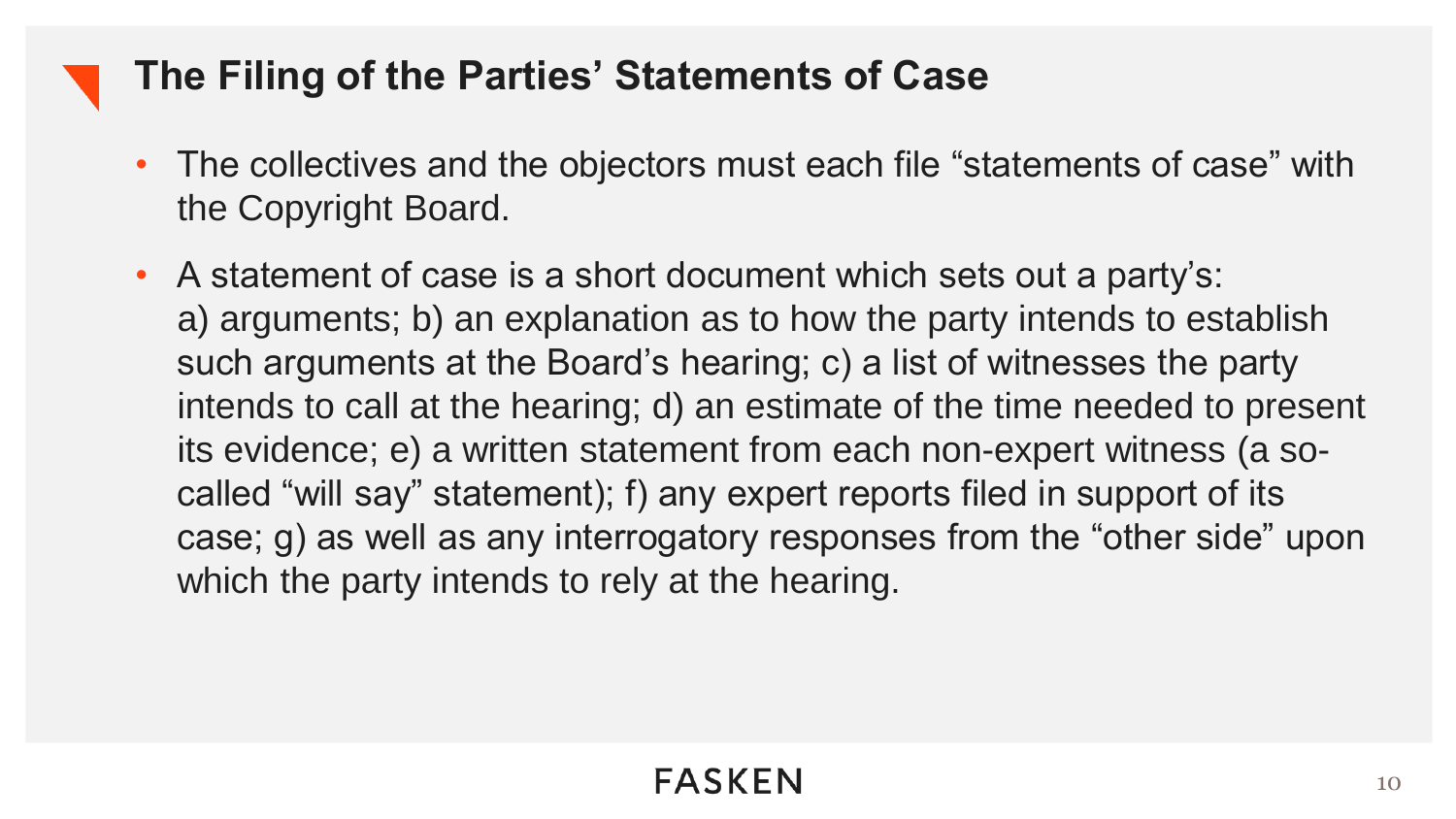## The Filing of the Parties' Statements of Case

- The collectives and the objectors must each file "statements of case" with the Copyright Board.
- A statement of case is a short document which sets out a party's: a) arguments; b) an explanation as to how the party intends to establish such arguments at the Board's hearing; c) a list of witnesses the party intends to call at the hearing; d) an estimate of the time needed to present its evidence; e) a written statement from each non-expert witness (a so-called "will say" statement); f) any expert reports filed in support of its case; g) as well as any interrogatory responses from the "other side" upon which the party intends to rely at the hearing.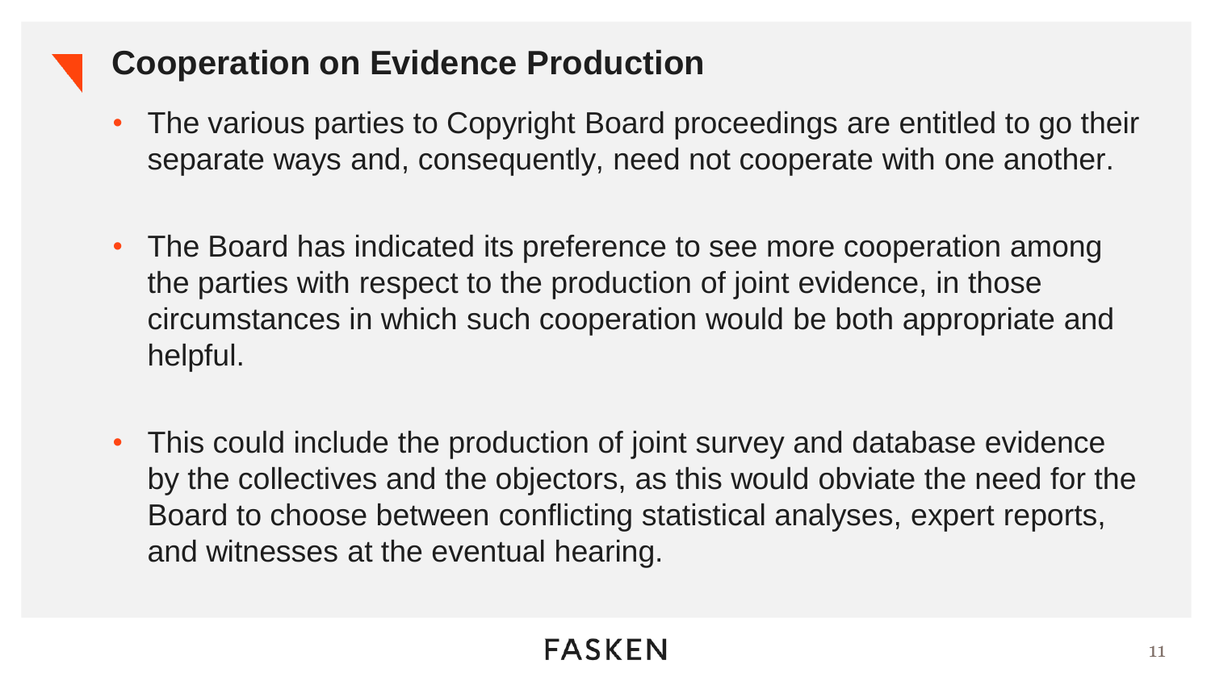## Cooperation on Evidence Production

- The various parties to Copyright Board proceedings are entitled to go their separate ways and, consequently, need not cooperate with one another.

- The Board has indicated its preference to see more cooperation among the parties with respect to the production of joint evidence, in those circumstances in which such cooperation would be both appropriate and helpful.

- This could include the production of joint survey and database evidence by the collectives and the objectors, as this would obviate the need for the Board to choose between conflicting statistical analyses, expert reports, and witnesses at the eventual hearing.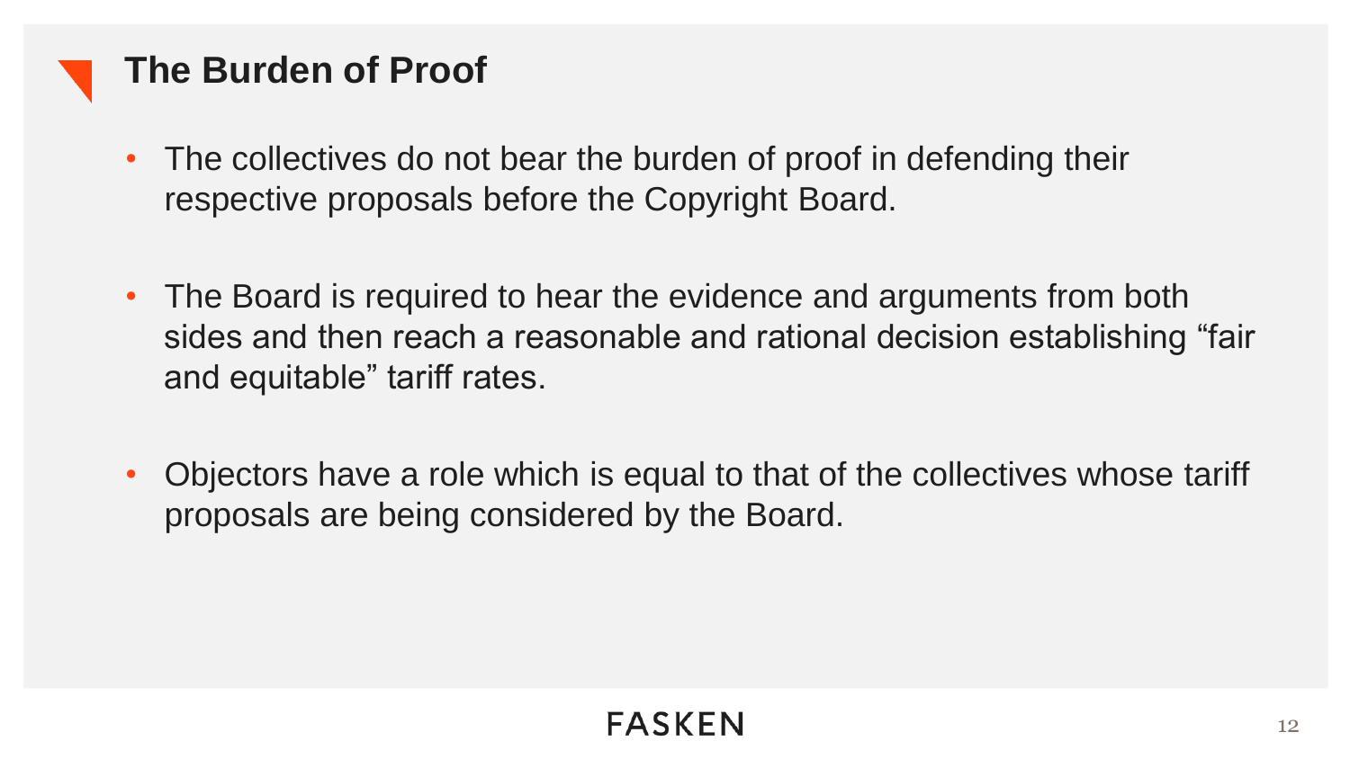## The Burden of Proof

- The collectives do not bear the burden of proof in defending their respective proposals before the Copyright Board.

- The Board is required to hear the evidence and arguments from both sides and then reach a reasonable and rational decision establishing "fair and equitable" tariff rates.

- Objectors have a role which is equal to that of the collectives whose tariff proposals are being considered by the Board.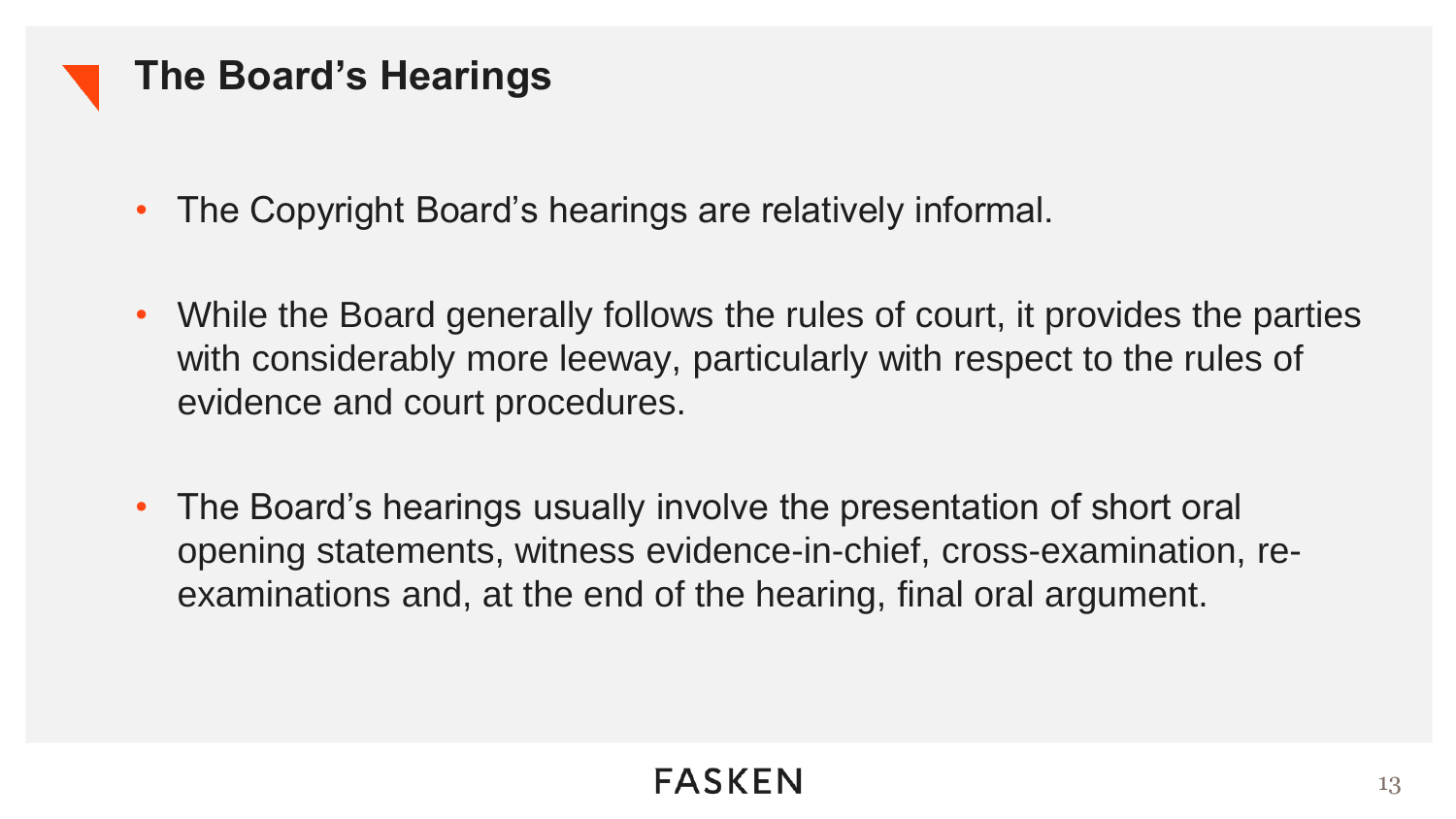## The Board's Hearings

- The Copyright Board's hearings are relatively informal.
- While the Board generally follows the rules of court, it provides the parties with considerably more leeway, particularly with respect to the rules of evidence and court procedures.
- The Board's hearings usually involve the presentation of short oral opening statements, witness evidence-in-chief, cross-examination, re-examinations and, at the end of the hearing, final oral argument.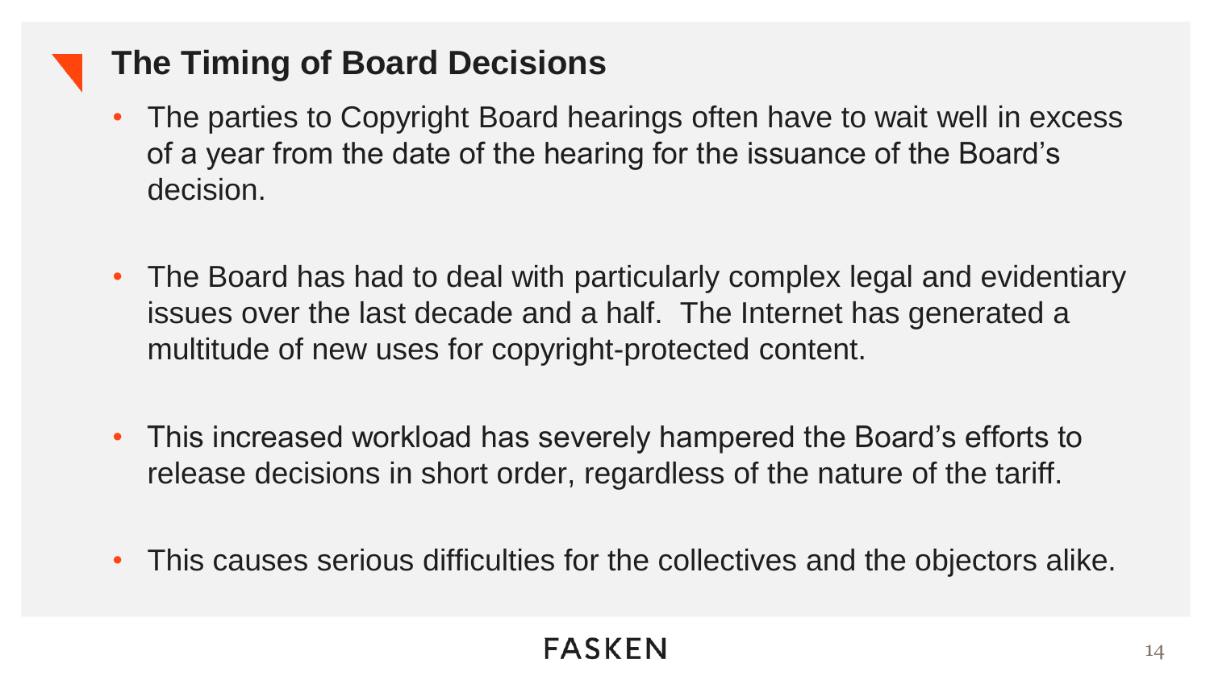## The Timing of Board Decisions

- The parties to Copyright Board hearings often have to wait well in excess of a year from the date of the hearing for the issuance of the Board's decision.

- The Board has had to deal with particularly complex legal and evidentiary issues over the last decade and a half. The Internet has generated a multitude of new uses for copyright-protected content.

- This increased workload has severely hampered the Board's efforts to release decisions in short order, regardless of the nature of the tariff.

- This causes serious difficulties for the collectives and the objectors alike.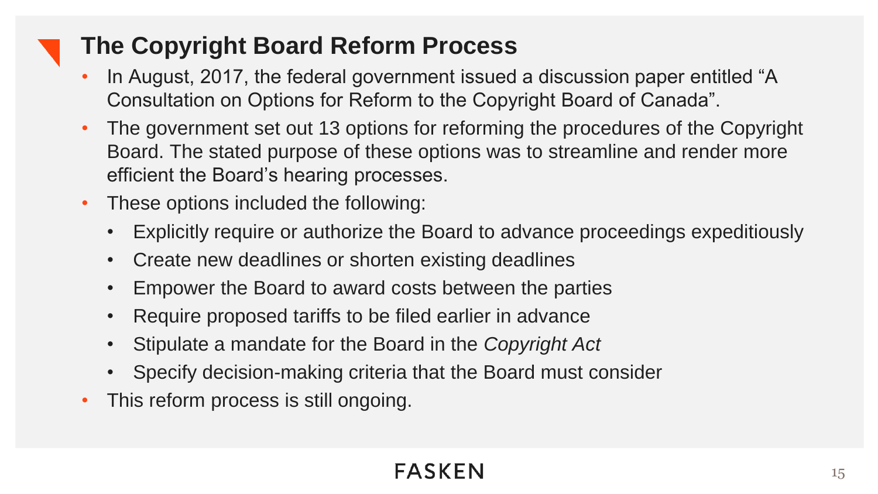## The Copyright Board Reform Process

- In August, 2017, the federal government issued a discussion paper entitled "A Consultation on Options for Reform to the Copyright Board of Canada".
- The government set out 13 options for reforming the procedures of the Copyright Board. The stated purpose of these options was to streamline and render more efficient the Board's hearing processes.
- These options included the following:
  - Explicitly require or authorize the Board to advance proceedings expeditiously
  - Create new deadlines or shorten existing deadlines
  - Empower the Board to award costs between the parties
  - Require proposed tariffs to be filed earlier in advance
  - Stipulate a mandate for the Board in the *Copyright Act*
  - Specify decision-making criteria that the Board must consider
- This reform process is still ongoing.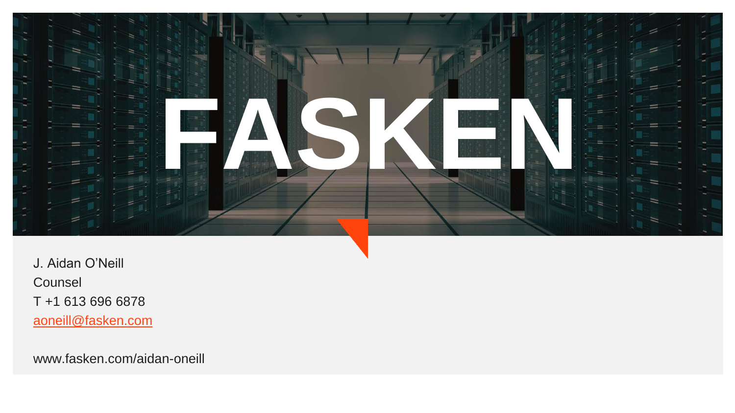# FASKEN

J. Aidan O'Neill
Counsel
T +1 613 696 6878
[aoneill@fasken.com](mailto:aoneill@fasken.com)

www.fasken.com/aidan-oneill